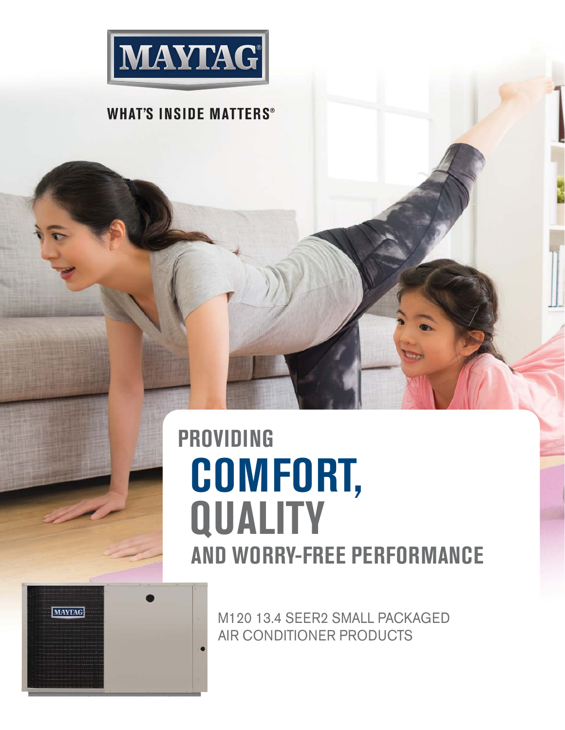MAYTAG®

WHAT'S INSIDE MATTERS®

# PROVIDING COMFORT, QUALITY AND WORRY-FREE PERFORMANCE

M120 13.4 SEER2 SMALL PACKAGED AIR CONDITIONER PRODUCTS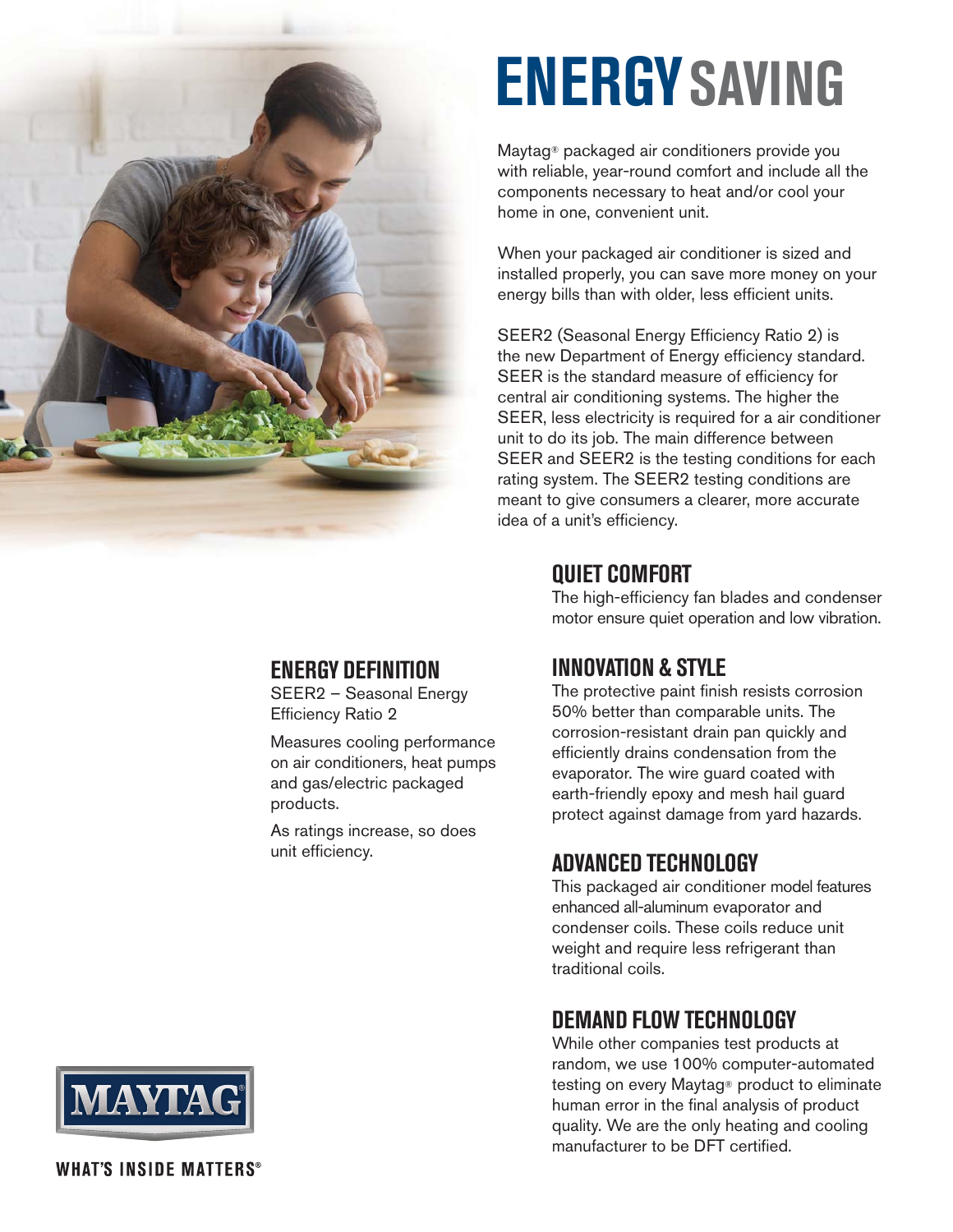# ENERGY SAVING

Maytag® packaged air conditioners provide you with reliable, year-round comfort and include all the components necessary to heat and/or cool your home in one, convenient unit.

When your packaged air conditioner is sized and installed properly, you can save more money on your energy bills than with older, less efficient units.

SEER2 (Seasonal Energy Efficiency Ratio 2) is the new Department of Energy efficiency standard. SEER is the standard measure of efficiency for central air conditioning systems. The higher the SEER, less electricity is required for a air conditioner unit to do its job. The main difference between SEER and SEER2 is the testing conditions for each rating system. The SEER2 testing conditions are meant to give consumers a clearer, more accurate idea of a unit's efficiency.

## ENERGY DEFINITION

SEER2 – Seasonal Energy Efficiency Ratio 2

Measures cooling performance on air conditioners, heat pumps and gas/electric packaged products.

As ratings increase, so does unit efficiency.

## QUIET COMFORT

The high-efficiency fan blades and condenser motor ensure quiet operation and low vibration.

## INNOVATION & STYLE

The protective paint finish resists corrosion 50% better than comparable units. The corrosion-resistant drain pan quickly and efficiently drains condensation from the evaporator. The wire guard coated with earth-friendly epoxy and mesh hail guard protect against damage from yard hazards.

## ADVANCED TECHNOLOGY

This packaged air conditioner model features enhanced all-aluminum evaporator and condenser coils. These coils reduce unit weight and require less refrigerant than traditional coils.

## DEMAND FLOW TECHNOLOGY

While other companies test products at random, we use 100% computer-automated testing on every Maytag® product to eliminate human error in the final analysis of product quality. We are the only heating and cooling manufacturer to be DFT certified.

MAYTAG

WHAT'S INSIDE MATTERS®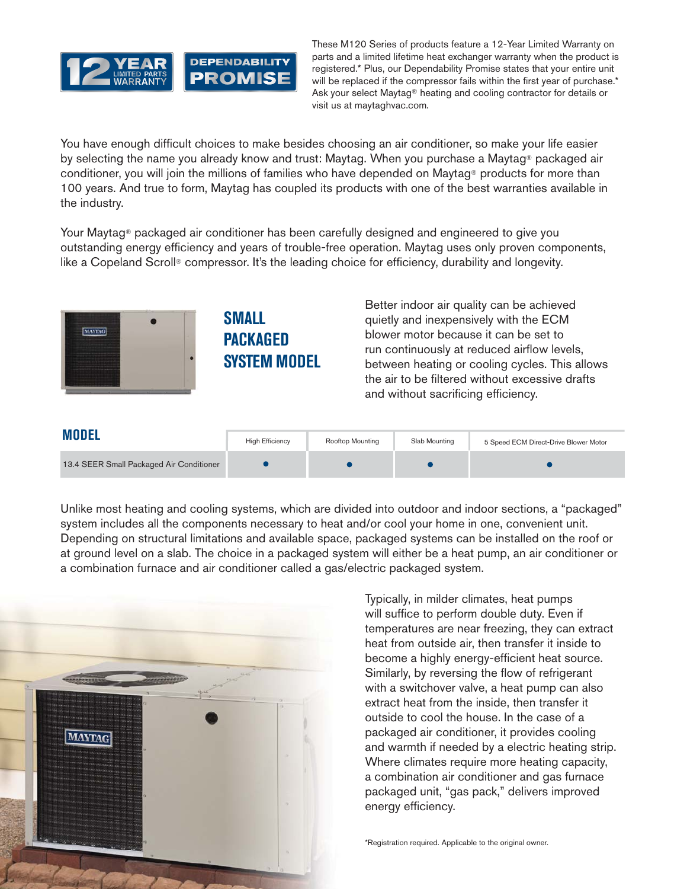These M120 Series of products feature a 12-Year Limited Warranty on parts and a limited lifetime heat exchanger warranty when the product is registered.* Plus, our Dependability Promise states that your entire unit will be replaced if the compressor fails within the first year of purchase.* Ask your select Maytag® heating and cooling contractor for details or visit us at maytaghvac.com.

You have enough difficult choices to make besides choosing an air conditioner, so make your life easier by selecting the name you already know and trust: Maytag. When you purchase a Maytag® packaged air conditioner, you will join the millions of families who have depended on Maytag® products for more than 100 years. And true to form, Maytag has coupled its products with one of the best warranties available in the industry.

Your Maytag® packaged air conditioner has been carefully designed and engineered to give you outstanding energy efficiency and years of trouble-free operation. Maytag uses only proven components, like a Copeland Scroll® compressor. It's the leading choice for efficiency, durability and longevity.

## SMALL PACKAGED SYSTEM MODEL

Better indoor air quality can be achieved quietly and inexpensively with the ECM blower motor because it can be set to run continuously at reduced airflow levels, between heating or cooling cycles. This allows the air to be filtered without excessive drafts and without sacrificing efficiency.

| MODEL | High Efficiency | Rooftop Mounting | Slab Mounting | 5 Speed ECM Direct-Drive Blower Motor |
|---|---|---|---|---|
| 13.4 SEER Small Packaged Air Conditioner | ● | ● | ● | ● |

Unlike most heating and cooling systems, which are divided into outdoor and indoor sections, a "packaged" system includes all the components necessary to heat and/or cool your home in one, convenient unit. Depending on structural limitations and available space, packaged systems can be installed on the roof or at ground level on a slab. The choice in a packaged system will either be a heat pump, an air conditioner or a combination furnace and air conditioner called a gas/electric packaged system.

Typically, in milder climates, heat pumps will suffice to perform double duty. Even if temperatures are near freezing, they can extract heat from outside air, then transfer it inside to become a highly energy-efficient heat source. Similarly, by reversing the flow of refrigerant with a switchover valve, a heat pump can also extract heat from the inside, then transfer it outside to cool the house. In the case of a packaged air conditioner, it provides cooling and warmth if needed by a electric heating strip. Where climates require more heating capacity, a combination air conditioner and gas furnace packaged unit, "gas pack," delivers improved energy efficiency.

*Registration required. Applicable to the original owner.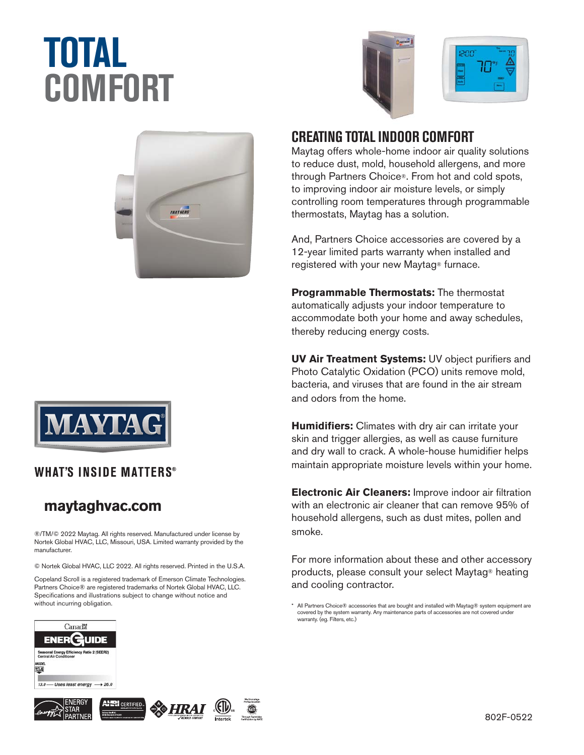# TOTAL COMFORT

## CREATING TOTAL INDOOR COMFORT

Maytag offers whole-home indoor air quality solutions to reduce dust, mold, household allergens, and more through Partners Choice®. From hot and cold spots, to improving indoor air moisture levels, or simply controlling room temperatures through programmable thermostats, Maytag has a solution.

And, Partners Choice accessories are covered by a 12-year limited parts warranty when installed and registered with your new Maytag® furnace.

**Programmable Thermostats:** The thermostat automatically adjusts your indoor temperature to accommodate both your home and away schedules, thereby reducing energy costs.

**UV Air Treatment Systems:** UV object purifiers and Photo Catalytic Oxidation (PCO) units remove mold, bacteria, and viruses that are found in the air stream and odors from the home.

**Humidifiers:** Climates with dry air can irritate your skin and trigger allergies, as well as cause furniture and dry wall to crack. A whole-house humidifier helps maintain appropriate moisture levels within your home.

**Electronic Air Cleaners:** Improve indoor air filtration with an electronic air cleaner that can remove 95% of household allergens, such as dust mites, pollen and smoke.

For more information about these and other accessory products, please consult your select Maytag® heating and cooling contractor.

* All Partners Choice® accessories that are bought and installed with Maytag® system equipment are covered by the system warranty. Any maintenance parts of accessories are not covered under warranty. (eg. Filters, etc.)

MAYTAG

**WHAT'S INSIDE MATTERS®**

**maytaghvac.com**

®/TM/© 2022 Maytag. All rights reserved. Manufactured under license by Nortek Global HVAC, LLC, Missouri, USA. Limited warranty provided by the manufacturer.

© Nortek Global HVAC, LLC 2022. All rights reserved. Printed in the U.S.A.

Copeland Scroll is a registered trademark of Emerson Climate Technologies. Partners Choice® are registered trademarks of Nortek Global HVAC, LLC. Specifications and illustrations subject to change without notice and without incurring obligation.

Canada

ENERGUIDE

Seasonal Energy Efficiency Ratio 2 (SEER2)
Central Air Conditioner

MODEL

13.4

13.0 — Uses least energy → 26.0

ENERGY STAR PARTNER

AHRI CERTIFIED

HRAI

Intertek

802F-0522